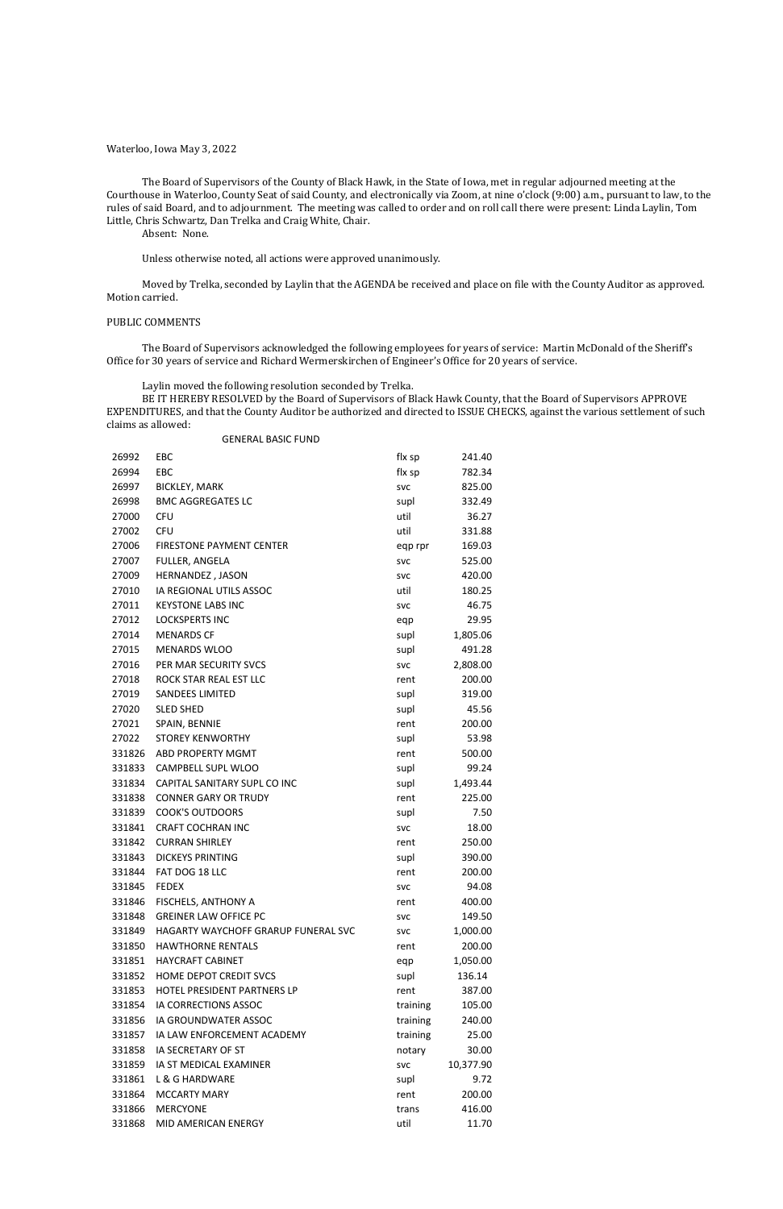Waterloo, Iowa May 3, 2022

The Board of Supervisors of the County of Black Hawk, in the State of Iowa, met in regular adjourned meeting at the Courthouse in Waterloo, County Seat of said County, and electronically via Zoom, at nine o'clock (9:00) a.m., pursuant to law, to the rules of said Board, and to adjournment. The meeting was called to order and on roll call there were present: Linda Laylin, Tom Little, Chris Schwartz, Dan Trelka and Craig White, Chair.

Absent: None.

Unless otherwise noted, all actions were approved unanimously.

Moved by Trelka, seconded by Laylin that the AGENDA be received and place on file with the County Auditor as approved. Motion carried.

PUBLIC COMMENTS

The Board of Supervisors acknowledged the following employees for years of service: Martin McDonald of the Sheriff's Office for 30 years of service and Richard Wermerskirchen of Engineer's Office for 20 years of service.

Laylin moved the following resolution seconded by Trelka.

BE IT HEREBY RESOLVED by the Board of Supervisors of Black Hawk County, that the Board of Supervisors APPROVE EXPENDITURES, and that the County Auditor be authorized and directed to ISSUE CHECKS, against the various settlement of such claims as allowed:

GENERAL BASIC FUND

| | | | |
|---|---|---|---|
| 26992 | EBC | flx sp | 241.40 |
| 26994 | EBC | flx sp | 782.34 |
| 26997 | BICKLEY, MARK | svc | 825.00 |
| 26998 | BMC AGGREGATES LC | supl | 332.49 |
| 27000 | CFU | util | 36.27 |
| 27002 | CFU | util | 331.88 |
| 27006 | FIRESTONE PAYMENT CENTER | eqp rpr | 169.03 |
| 27007 | FULLER, ANGELA | svc | 525.00 |
| 27009 | HERNANDEZ , JASON | svc | 420.00 |
| 27010 | IA REGIONAL UTILS ASSOC | util | 180.25 |
| 27011 | KEYSTONE LABS INC | svc | 46.75 |
| 27012 | LOCKSPERTS INC | eqp | 29.95 |
| 27014 | MENARDS CF | supl | 1,805.06 |
| 27015 | MENARDS WLOO | supl | 491.28 |
| 27016 | PER MAR SECURITY SVCS | svc | 2,808.00 |
| 27018 | ROCK STAR REAL EST LLC | rent | 200.00 |
| 27019 | SANDEES LIMITED | supl | 319.00 |
| 27020 | SLED SHED | supl | 45.56 |
| 27021 | SPAIN, BENNIE | rent | 200.00 |
| 27022 | STOREY KENWORTHY | supl | 53.98 |
| 331826 | ABD PROPERTY MGMT | rent | 500.00 |
| 331833 | CAMPBELL SUPL WLOO | supl | 99.24 |
| 331834 | CAPITAL SANITARY SUPL CO INC | supl | 1,493.44 |
| 331838 | CONNER GARY OR TRUDY | rent | 225.00 |
| 331839 | COOK'S OUTDOORS | supl | 7.50 |
| 331841 | CRAFT COCHRAN INC | svc | 18.00 |
| 331842 | CURRAN SHIRLEY | rent | 250.00 |
| 331843 | DICKEYS PRINTING | supl | 390.00 |
| 331844 | FAT DOG 18 LLC | rent | 200.00 |
| 331845 | FEDEX | svc | 94.08 |
| 331846 | FISCHELS, ANTHONY A | rent | 400.00 |
| 331848 | GREINER LAW OFFICE PC | svc | 149.50 |
| 331849 | HAGARTY WAYCHOFF GRARUP FUNERAL SVC | svc | 1,000.00 |
| 331850 | HAWTHORNE RENTALS | rent | 200.00 |
| 331851 | HAYCRAFT CABINET | eqp | 1,050.00 |
| 331852 | HOME DEPOT CREDIT SVCS | supl | 136.14 |
| 331853 | HOTEL PRESIDENT PARTNERS LP | rent | 387.00 |
| 331854 | IA CORRECTIONS ASSOC | training | 105.00 |
| 331856 | IA GROUNDWATER ASSOC | training | 240.00 |
| 331857 | IA LAW ENFORCEMENT ACADEMY | training | 25.00 |
| 331858 | IA SECRETARY OF ST | notary | 30.00 |
| 331859 | IA ST MEDICAL EXAMINER | svc | 10,377.90 |
| 331861 | L & G HARDWARE | supl | 9.72 |
| 331864 | MCCARTY MARY | rent | 200.00 |
| 331866 | MERCYONE | trans | 416.00 |
| 331868 | MID AMERICAN ENERGY | util | 11.70 |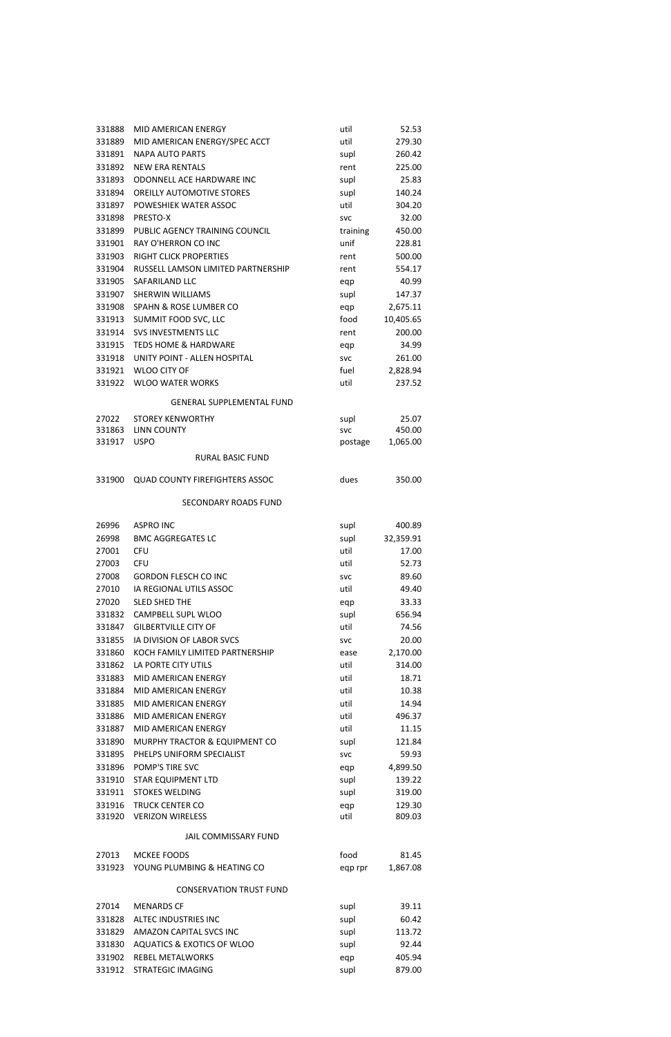| | | | |
|---|---|---|---|
| 331888 | MID AMERICAN ENERGY | util | 52.53 |
| 331889 | MID AMERICAN ENERGY/SPEC ACCT | util | 279.30 |
| 331891 | NAPA AUTO PARTS | supl | 260.42 |
| 331892 | NEW ERA RENTALS | rent | 225.00 |
| 331893 | ODONNELL ACE HARDWARE INC | supl | 25.83 |
| 331894 | OREILLY AUTOMOTIVE STORES | supl | 140.24 |
| 331897 | POWESHIEK WATER ASSOC | util | 304.20 |
| 331898 | PRESTO-X | svc | 32.00 |
| 331899 | PUBLIC AGENCY TRAINING COUNCIL | training | 450.00 |
| 331901 | RAY O'HERRON CO INC | unif | 228.81 |
| 331903 | RIGHT CLICK PROPERTIES | rent | 500.00 |
| 331904 | RUSSELL LAMSON LIMITED PARTNERSHIP | rent | 554.17 |
| 331905 | SAFARILAND LLC | eqp | 40.99 |
| 331907 | SHERWIN WILLIAMS | supl | 147.37 |
| 331908 | SPAHN & ROSE LUMBER CO | eqp | 2,675.11 |
| 331913 | SUMMIT FOOD SVC, LLC | food | 10,405.65 |
| 331914 | SVS INVESTMENTS LLC | rent | 200.00 |
| 331915 | TEDS HOME & HARDWARE | eqp | 34.99 |
| 331918 | UNITY POINT - ALLEN HOSPITAL | svc | 261.00 |
| 331921 | WLOO CITY OF | fuel | 2,828.94 |
| 331922 | WLOO WATER WORKS | util | 237.52 |

GENERAL SUPPLEMENTAL FUND

| | | | |
|---|---|---|---|
| 27022 | STOREY KENWORTHY | supl | 25.07 |
| 331863 | LINN COUNTY | svc | 450.00 |
| 331917 | USPO | postage | 1,065.00 |

RURAL BASIC FUND

| | | | |
|---|---|---|---|
| 331900 | QUAD COUNTY FIREFIGHTERS ASSOC | dues | 350.00 |

SECONDARY ROADS FUND

| | | | |
|---|---|---|---|
| 26996 | ASPRO INC | supl | 400.89 |
| 26998 | BMC AGGREGATES LC | supl | 32,359.91 |
| 27001 | CFU | util | 17.00 |
| 27003 | CFU | util | 52.73 |
| 27008 | GORDON FLESCH CO INC | svc | 89.60 |
| 27010 | IA REGIONAL UTILS ASSOC | util | 49.40 |
| 27020 | SLED SHED THE | eqp | 33.33 |
| 331832 | CAMPBELL SUPL WLOO | supl | 656.94 |
| 331847 | GILBERTVILLE CITY OF | util | 74.56 |
| 331855 | IA DIVISION OF LABOR SVCS | svc | 20.00 |
| 331860 | KOCH FAMILY LIMITED PARTNERSHIP | ease | 2,170.00 |
| 331862 | LA PORTE CITY UTILS | util | 314.00 |
| 331883 | MID AMERICAN ENERGY | util | 18.71 |
| 331884 | MID AMERICAN ENERGY | util | 10.38 |
| 331885 | MID AMERICAN ENERGY | util | 14.94 |
| 331886 | MID AMERICAN ENERGY | util | 496.37 |
| 331887 | MID AMERICAN ENERGY | util | 11.15 |
| 331890 | MURPHY TRACTOR & EQUIPMENT CO | supl | 121.84 |
| 331895 | PHELPS UNIFORM SPECIALIST | svc | 59.93 |
| 331896 | POMP'S TIRE SVC | eqp | 4,899.50 |
| 331910 | STAR EQUIPMENT LTD | supl | 139.22 |
| 331911 | STOKES WELDING | supl | 319.00 |
| 331916 | TRUCK CENTER CO | eqp | 129.30 |
| 331920 | VERIZON WIRELESS | util | 809.03 |

JAIL COMMISSARY FUND

| | | | |
|---|---|---|---|
| 27013 | MCKEE FOODS | food | 81.45 |
| 331923 | YOUNG PLUMBING & HEATING CO | eqp rpr | 1,867.08 |

CONSERVATION TRUST FUND

| | | | |
|---|---|---|---|
| 27014 | MENARDS CF | supl | 39.11 |
| 331828 | ALTEC INDUSTRIES INC | supl | 60.42 |
| 331829 | AMAZON CAPITAL SVCS INC | supl | 113.72 |
| 331830 | AQUATICS & EXOTICS OF WLOO | supl | 92.44 |
| 331902 | REBEL METALWORKS | eqp | 405.94 |
| 331912 | STRATEGIC IMAGING | supl | 879.00 |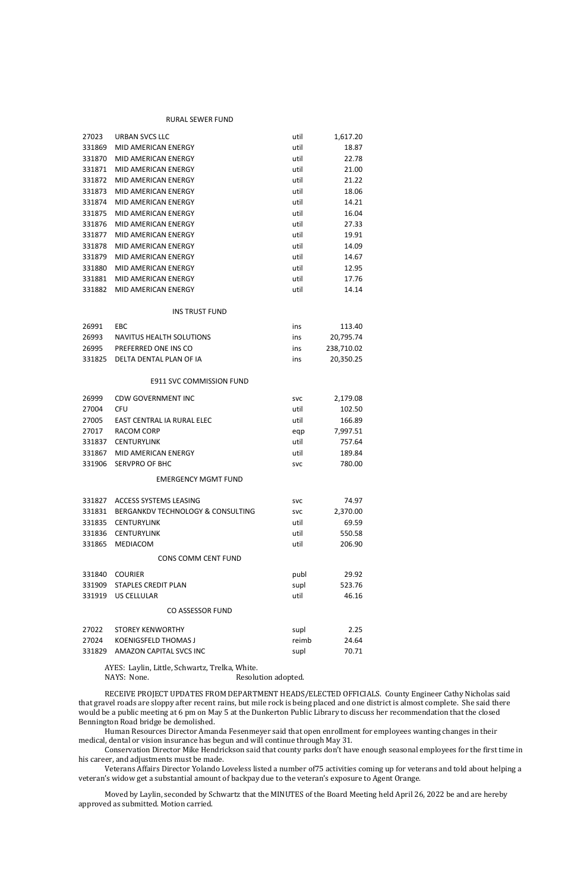RURAL SEWER FUND

| | | | |
|---|---|---|---|
| 27023 | URBAN SVCS LLC | util | 1,617.20 |
| 331869 | MID AMERICAN ENERGY | util | 18.87 |
| 331870 | MID AMERICAN ENERGY | util | 22.78 |
| 331871 | MID AMERICAN ENERGY | util | 21.00 |
| 331872 | MID AMERICAN ENERGY | util | 21.22 |
| 331873 | MID AMERICAN ENERGY | util | 18.06 |
| 331874 | MID AMERICAN ENERGY | util | 14.21 |
| 331875 | MID AMERICAN ENERGY | util | 16.04 |
| 331876 | MID AMERICAN ENERGY | util | 27.33 |
| 331877 | MID AMERICAN ENERGY | util | 19.91 |
| 331878 | MID AMERICAN ENERGY | util | 14.09 |
| 331879 | MID AMERICAN ENERGY | util | 14.67 |
| 331880 | MID AMERICAN ENERGY | util | 12.95 |
| 331881 | MID AMERICAN ENERGY | util | 17.76 |
| 331882 | MID AMERICAN ENERGY | util | 14.14 |

INS TRUST FUND

| | | | |
|---|---|---|---|
| 26991 | EBC | ins | 113.40 |
| 26993 | NAVITUS HEALTH SOLUTIONS | ins | 20,795.74 |
| 26995 | PREFERRED ONE INS CO | ins | 238,710.02 |
| 331825 | DELTA DENTAL PLAN OF IA | ins | 20,350.25 |

E911 SVC COMMISSION FUND

| | | | |
|---|---|---|---|
| 26999 | CDW GOVERNMENT INC | svc | 2,179.08 |
| 27004 | CFU | util | 102.50 |
| 27005 | EAST CENTRAL IA RURAL ELEC | util | 166.89 |
| 27017 | RACOM CORP | eqp | 7,997.51 |
| 331837 | CENTURYLINK | util | 757.64 |
| 331867 | MID AMERICAN ENERGY | util | 189.84 |
| 331906 | SERVPRO OF BHC | svc | 780.00 |

EMERGENCY MGMT FUND

| | | | |
|---|---|---|---|
| 331827 | ACCESS SYSTEMS LEASING | svc | 74.97 |
| 331831 | BERGANKDV TECHNOLOGY & CONSULTING | svc | 2,370.00 |
| 331835 | CENTURYLINK | util | 69.59 |
| 331836 | CENTURYLINK | util | 550.58 |
| 331865 | MEDIACOM | util | 206.90 |

CONS COMM CENT FUND

| | | | |
|---|---|---|---|
| 331840 | COURIER | publ | 29.92 |
| 331909 | STAPLES CREDIT PLAN | supl | 523.76 |
| 331919 | US CELLULAR | util | 46.16 |

CO ASSESSOR FUND

| | | | |
|---|---|---|---|
| 27022 | STOREY KENWORTHY | supl | 2.25 |
| 27024 | KOENIGSFELD THOMAS J | reimb | 24.64 |
| 331829 | AMAZON CAPITAL SVCS INC | supl | 70.71 |

AYES: Laylin, Little, Schwartz, Trelka, White.
NAYS: None. Resolution adopted.

RECEIVE PROJECT UPDATES FROM DEPARTMENT HEADS/ELECTED OFFICIALS. County Engineer Cathy Nicholas said that gravel roads are sloppy after recent rains, but mile rock is being placed and one district is almost complete. She said there would be a public meeting at 6 pm on May 5 at the Dunkerton Public Library to discuss her recommendation that the closed Bennington Road bridge be demolished.

Human Resources Director Amanda Fesenmeyer said that open enrollment for employees wanting changes in their medical, dental or vision insurance has begun and will continue through May 31.

Conservation Director Mike Hendrickson said that county parks don't have enough seasonal employees for the first time in his career, and adjustments must be made.

Veterans Affairs Director Yolando Loveless listed a number of75 activities coming up for veterans and told about helping a veteran's widow get a substantial amount of backpay due to the veteran's exposure to Agent Orange.

Moved by Laylin, seconded by Schwartz that the MINUTES of the Board Meeting held April 26, 2022 be and are hereby approved as submitted. Motion carried.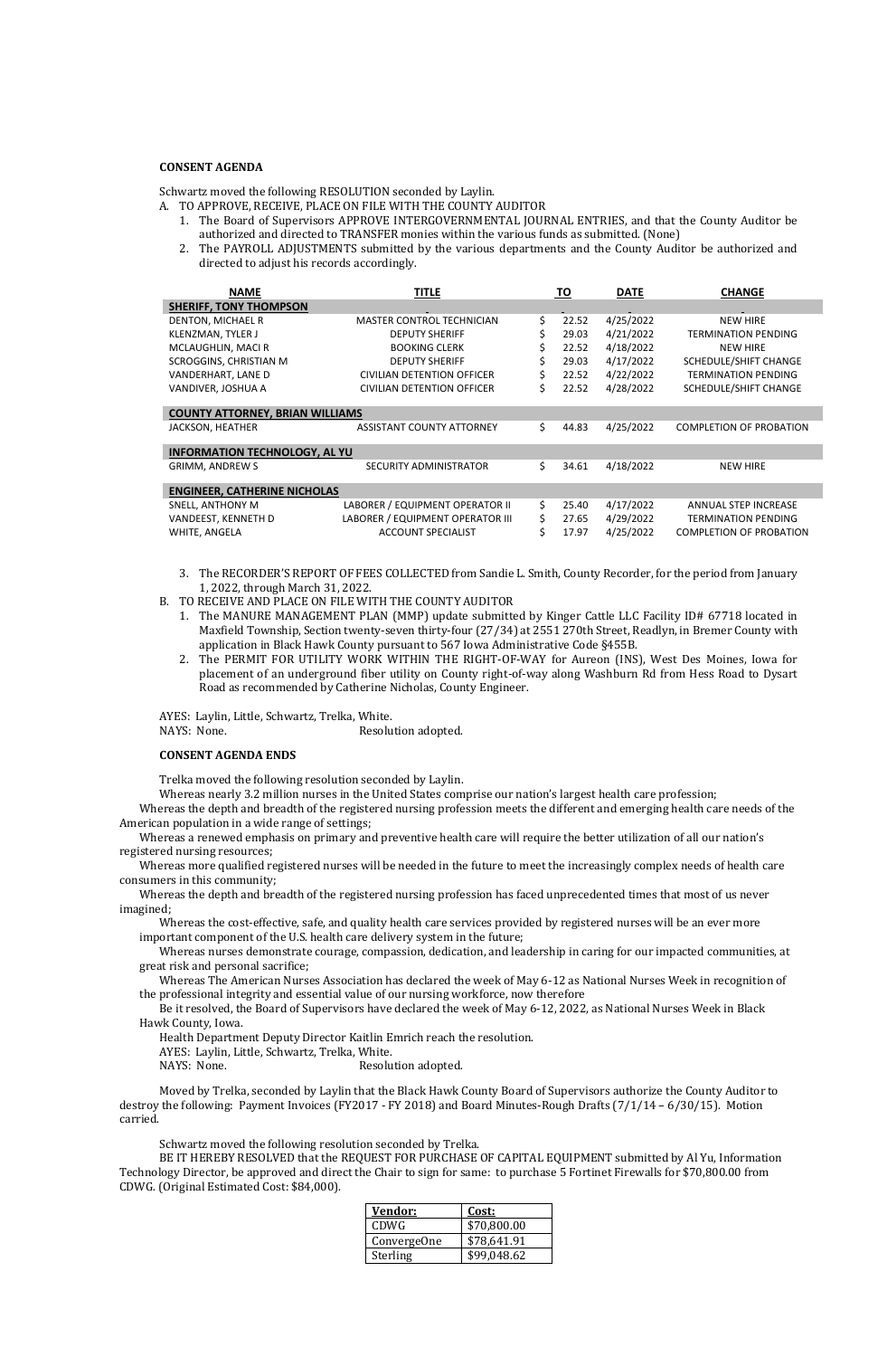**CONSENT AGENDA**

Schwartz moved the following RESOLUTION seconded by Laylin.

A. TO APPROVE, RECEIVE, PLACE ON FILE WITH THE COUNTY AUDITOR

1. The Board of Supervisors APPROVE INTERGOVERNMENTAL JOURNAL ENTRIES, and that the County Auditor be authorized and directed to TRANSFER monies within the various funds as submitted. (None)
2. The PAYROLL ADJUSTMENTS submitted by the various departments and the County Auditor be authorized and directed to adjust his records accordingly.

| NAME | TITLE | TO | DATE | CHANGE |
|---|---|---|---|---|
| **SHERIFF, TONY THOMPSON** | | | | |
| DENTON, MICHAEL R | MASTER CONTROL TECHNICIAN | $ 22.52 | 4/25/2022 | NEW HIRE |
| KLENZMAN, TYLER J | DEPUTY SHERIFF | $ 29.03 | 4/21/2022 | TERMINATION PENDING |
| MCLAUGHLIN, MACI R | BOOKING CLERK | $ 22.52 | 4/18/2022 | NEW HIRE |
| SCROGGINS, CHRISTIAN M | DEPUTY SHERIFF | $ 29.03 | 4/17/2022 | SCHEDULE/SHIFT CHANGE |
| VANDERHART, LANE D | CIVILIAN DETENTION OFFICER | $ 22.52 | 4/22/2022 | TERMINATION PENDING |
| VANDIVER, JOSHUA A | CIVILIAN DETENTION OFFICER | $ 22.52 | 4/28/2022 | SCHEDULE/SHIFT CHANGE |
| **COUNTY ATTORNEY, BRIAN WILLIAMS** | | | | |
| JACKSON, HEATHER | ASSISTANT COUNTY ATTORNEY | $ 44.83 | 4/25/2022 | COMPLETION OF PROBATION |
| **INFORMATION TECHNOLOGY, AL YU** | | | | |
| GRIMM, ANDREW S | SECURITY ADMINISTRATOR | $ 34.61 | 4/18/2022 | NEW HIRE |
| **ENGINEER, CATHERINE NICHOLAS** | | | | |
| SNELL, ANTHONY M | LABORER / EQUIPMENT OPERATOR II | $ 25.40 | 4/17/2022 | ANNUAL STEP INCREASE |
| VANDEEST, KENNETH D | LABORER / EQUIPMENT OPERATOR III | $ 27.65 | 4/29/2022 | TERMINATION PENDING |
| WHITE, ANGELA | ACCOUNT SPECIALIST | $ 17.97 | 4/25/2022 | COMPLETION OF PROBATION |

3. The RECORDER'S REPORT OF FEES COLLECTED from Sandie L. Smith, County Recorder, for the period from January 1, 2022, through March 31, 2022.

B. TO RECEIVE AND PLACE ON FILE WITH THE COUNTY AUDITOR

1. The MANURE MANAGEMENT PLAN (MMP) update submitted by Kinger Cattle LLC Facility ID# 67718 located in Maxfield Township, Section twenty-seven thirty-four (27/34) at 2551 270th Street, Readlyn, in Bremer County with application in Black Hawk County pursuant to 567 Iowa Administrative Code §455B.
2. The PERMIT FOR UTILITY WORK WITHIN THE RIGHT-OF-WAY for Aureon (INS), West Des Moines, Iowa for placement of an underground fiber utility on County right-of-way along Washburn Rd from Hess Road to Dysart Road as recommended by Catherine Nicholas, County Engineer.

AYES: Laylin, Little, Schwartz, Trelka, White.
NAYS: None. Resolution adopted.

**CONSENT AGENDA ENDS**

Trelka moved the following resolution seconded by Laylin.

Whereas nearly 3.2 million nurses in the United States comprise our nation's largest health care profession;

Whereas the depth and breadth of the registered nursing profession meets the different and emerging health care needs of the American population in a wide range of settings;

Whereas a renewed emphasis on primary and preventive health care will require the better utilization of all our nation's registered nursing resources;

Whereas more qualified registered nurses will be needed in the future to meet the increasingly complex needs of health care consumers in this community;

Whereas the depth and breadth of the registered nursing profession has faced unprecedented times that most of us never imagined;

Whereas the cost-effective, safe, and quality health care services provided by registered nurses will be an ever more important component of the U.S. health care delivery system in the future;

Whereas nurses demonstrate courage, compassion, dedication, and leadership in caring for our impacted communities, at great risk and personal sacrifice;

Whereas The American Nurses Association has declared the week of May 6-12 as National Nurses Week in recognition of the professional integrity and essential value of our nursing workforce, now therefore

Be it resolved, the Board of Supervisors have declared the week of May 6-12, 2022, as National Nurses Week in Black Hawk County, Iowa.

Health Department Deputy Director Kaitlin Emrich reach the resolution.

AYES: Laylin, Little, Schwartz, Trelka, White.
NAYS: None. Resolution adopted.

Moved by Trelka, seconded by Laylin that the Black Hawk County Board of Supervisors authorize the County Auditor to destroy the following: Payment Invoices (FY2017 - FY 2018) and Board Minutes-Rough Drafts (7/1/14 – 6/30/15). Motion carried.

Schwartz moved the following resolution seconded by Trelka.

BE IT HEREBY RESOLVED that the REQUEST FOR PURCHASE OF CAPITAL EQUIPMENT submitted by Al Yu, Information Technology Director, be approved and direct the Chair to sign for same: to purchase 5 Fortinet Firewalls for $70,800.00 from CDWG. (Original Estimated Cost: $84,000).

| Vendor: | Cost: |
|---|---|
| CDWG | $70,800.00 |
| ConvergeOne | $78,641.91 |
| Sterling | $99,048.62 |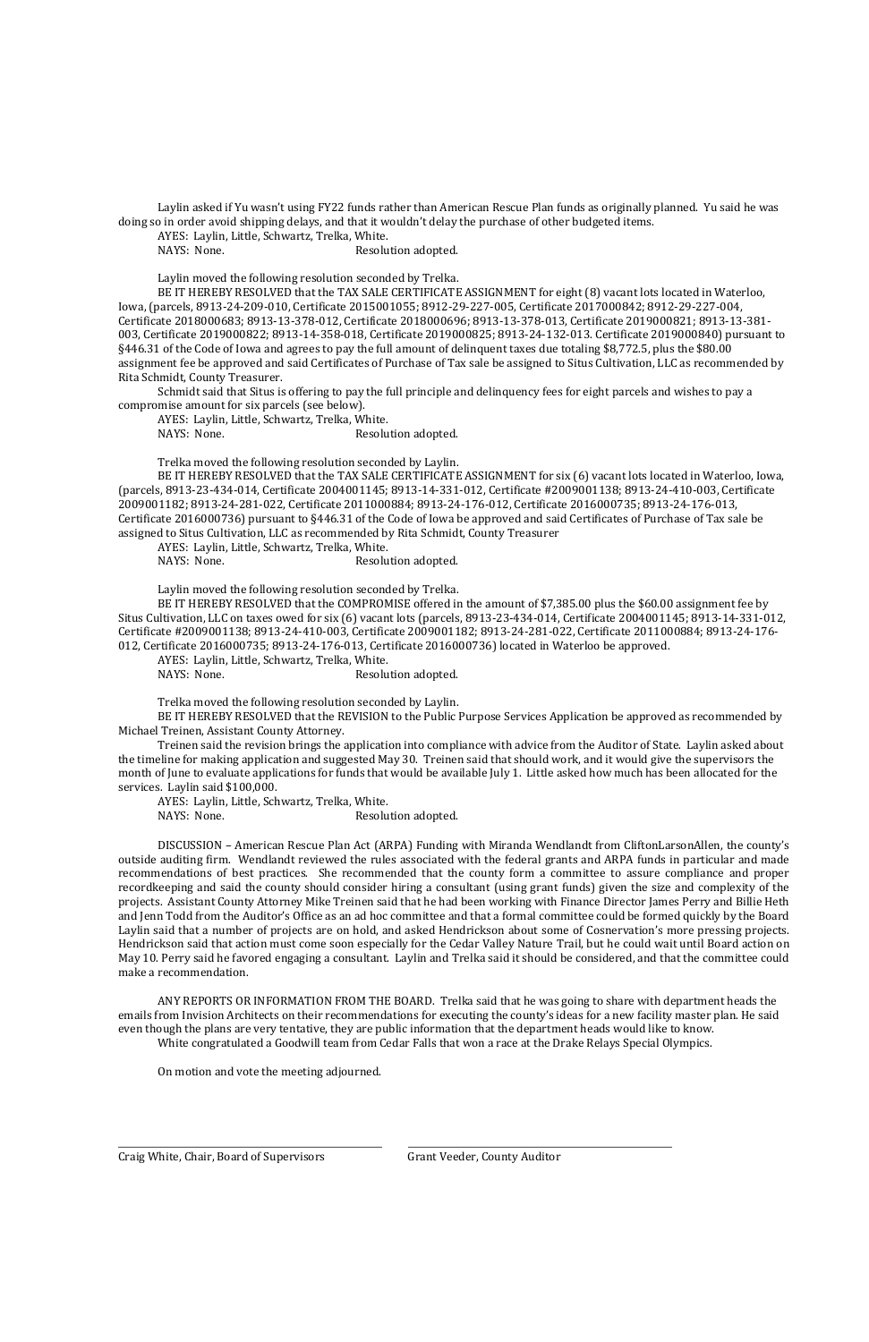Laylin asked if Yu wasn't using FY22 funds rather than American Rescue Plan funds as originally planned. Yu said he was doing so in order avoid shipping delays, and that it wouldn't delay the purchase of other budgeted items.

AYES: Laylin, Little, Schwartz, Trelka, White.
NAYS: None. Resolution adopted.

Laylin moved the following resolution seconded by Trelka.

BE IT HEREBY RESOLVED that the TAX SALE CERTIFICATE ASSIGNMENT for eight (8) vacant lots located in Waterloo, Iowa, (parcels, 8913-24-209-010, Certificate 2015001055; 8912-29-227-005, Certificate 2017000842; 8912-29-227-004, Certificate 2018000683; 8913-13-378-012, Certificate 2018000696; 8913-13-378-013, Certificate 2019000821; 8913-13-381-003, Certificate 2019000822; 8913-14-358-018, Certificate 2019000825; 8913-24-132-013. Certificate 2019000840) pursuant to §446.31 of the Code of Iowa and agrees to pay the full amount of delinquent taxes due totaling $8,772.5, plus the $80.00 assignment fee be approved and said Certificates of Purchase of Tax sale be assigned to Situs Cultivation, LLC as recommended by Rita Schmidt, County Treasurer.

Schmidt said that Situs is offering to pay the full principle and delinquency fees for eight parcels and wishes to pay a compromise amount for six parcels (see below).

AYES: Laylin, Little, Schwartz, Trelka, White.
NAYS: None. Resolution adopted.

Trelka moved the following resolution seconded by Laylin.

BE IT HEREBY RESOLVED that the TAX SALE CERTIFICATE ASSIGNMENT for six (6) vacant lots located in Waterloo, Iowa, (parcels, 8913-23-434-014, Certificate 2004001145; 8913-14-331-012, Certificate #2009001138; 8913-24-410-003, Certificate 2009001182; 8913-24-281-022, Certificate 2011000884; 8913-24-176-012, Certificate 2016000735; 8913-24-176-013, Certificate 2016000736) pursuant to §446.31 of the Code of Iowa be approved and said Certificates of Purchase of Tax sale be assigned to Situs Cultivation, LLC as recommended by Rita Schmidt, County Treasurer

AYES: Laylin, Little, Schwartz, Trelka, White.
NAYS: None. Resolution adopted.

Laylin moved the following resolution seconded by Trelka.

BE IT HEREBY RESOLVED that the COMPROMISE offered in the amount of $7,385.00 plus the $60.00 assignment fee by Situs Cultivation, LLC on taxes owed for six (6) vacant lots (parcels, 8913-23-434-014, Certificate 2004001145; 8913-14-331-012, Certificate #2009001138; 8913-24-410-003, Certificate 2009001182; 8913-24-281-022, Certificate 2011000884; 8913-24-176-012, Certificate 2016000735; 8913-24-176-013, Certificate 2016000736) located in Waterloo be approved.

AYES: Laylin, Little, Schwartz, Trelka, White.
NAYS: None. Resolution adopted.

Trelka moved the following resolution seconded by Laylin.

BE IT HEREBY RESOLVED that the REVISION to the Public Purpose Services Application be approved as recommended by Michael Treinen, Assistant County Attorney.

Treinen said the revision brings the application into compliance with advice from the Auditor of State. Laylin asked about the timeline for making application and suggested May 30. Treinen said that should work, and it would give the supervisors the month of June to evaluate applications for funds that would be available July 1. Little asked how much has been allocated for the services. Laylin said $100,000.

AYES: Laylin, Little, Schwartz, Trelka, White.
NAYS: None. Resolution adopted.

DISCUSSION – American Rescue Plan Act (ARPA) Funding with Miranda Wendlandt from CliftonLarsonAllen, the county's outside auditing firm. Wendlandt reviewed the rules associated with the federal grants and ARPA funds in particular and made recommendations of best practices. She recommended that the county form a committee to assure compliance and proper recordkeeping and said the county should consider hiring a consultant (using grant funds) given the size and complexity of the projects. Assistant County Attorney Mike Treinen said that he had been working with Finance Director James Perry and Billie Heth and Jenn Todd from the Auditor's Office as an ad hoc committee and that a formal committee could be formed quickly by the Board Laylin said that a number of projects are on hold, and asked Hendrickson about some of Cosnervation's more pressing projects. Hendrickson said that action must come soon especially for the Cedar Valley Nature Trail, but he could wait until Board action on May 10. Perry said he favored engaging a consultant. Laylin and Trelka said it should be considered, and that the committee could make a recommendation.

ANY REPORTS OR INFORMATION FROM THE BOARD. Trelka said that he was going to share with department heads the emails from Invision Architects on their recommendations for executing the county's ideas for a new facility master plan. He said even though the plans are very tentative, they are public information that the department heads would like to know.

White congratulated a Goodwill team from Cedar Falls that won a race at the Drake Relays Special Olympics.

On motion and vote the meeting adjourned.

\_\_\_\_\_\_\_\_\_\_\_\_\_\_\_\_\_\_\_\_\_\_\_\_\_\_\_\_\_\_\_\_\_\_\_\_\_\_\_\_
Craig White, Chair, Board of Supervisors

\_\_\_\_\_\_\_\_\_\_\_\_\_\_\_\_\_\_\_\_\_\_\_\_\_\_\_\_\_\_\_\_\_\_\_\_\_\_\_\_
Grant Veeder, County Auditor